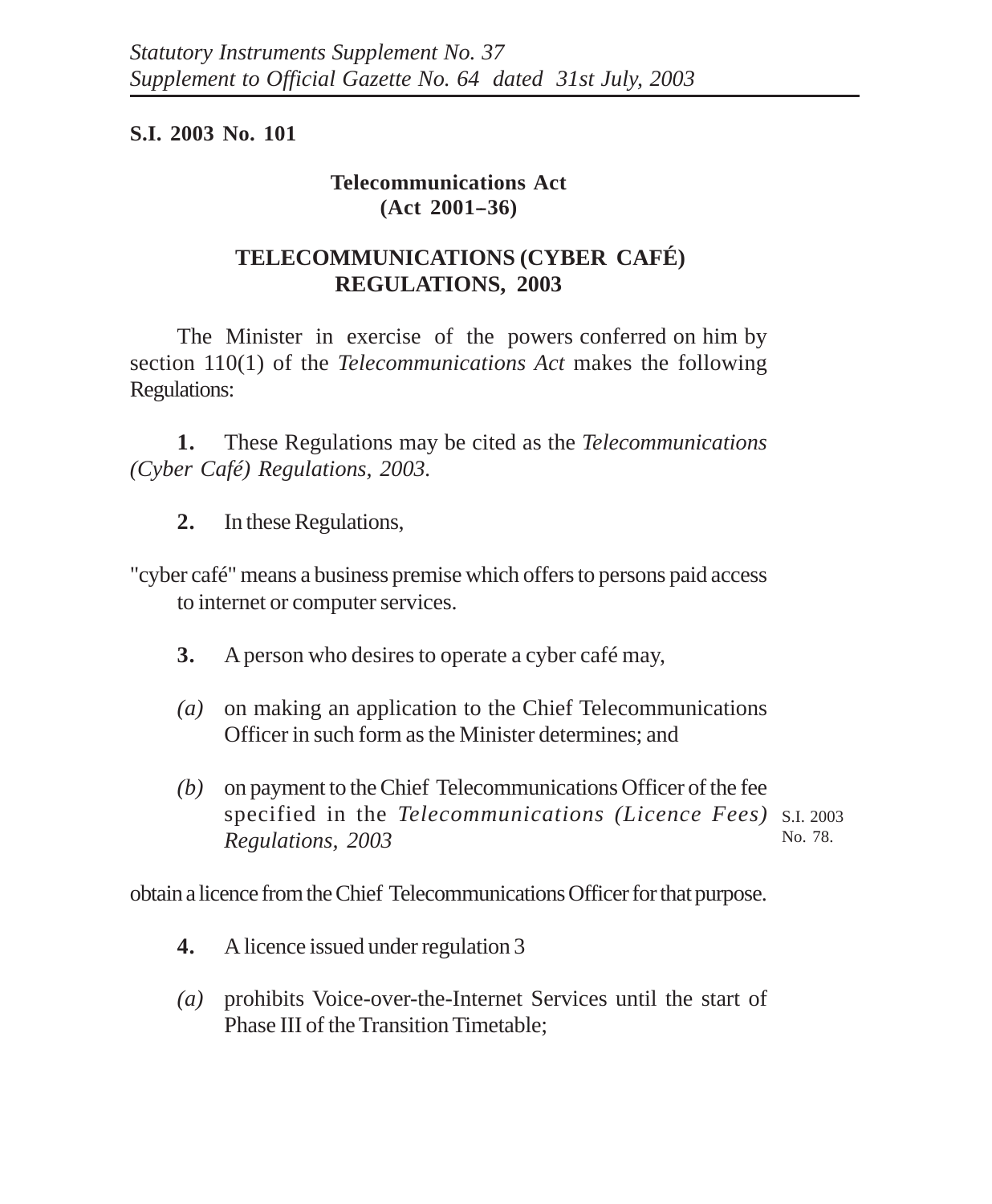*Statutory Instruments Supplement No. 37*
*Supplement to Official Gazette No. 64 dated 31st July, 2003*

**S.I. 2003 No. 101**

**Telecommunications Act**
**(Act 2001–36)**

## TELECOMMUNICATIONS (CYBER CAFÉ) REGULATIONS, 2003

The Minister in exercise of the powers conferred on him by section 110(1) of the *Telecommunications Act* makes the following Regulations:

**1.** These Regulations may be cited as the *Telecommunications (Cyber Café) Regulations, 2003.*

**2.** In these Regulations,

"cyber café" means a business premise which offers to persons paid access to internet or computer services.

**3.** A person who desires to operate a cyber café may,

*(a)* on making an application to the Chief Telecommunications Officer in such form as the Minister determines; and

*(b)* on payment to the Chief Telecommunications Officer of the fee specified in the *Telecommunications (Licence Fees) Regulations, 2003* (S.I. 2003 No. 78.)

obtain a licence from the Chief Telecommunications Officer for that purpose.

**4.** A licence issued under regulation 3

*(a)* prohibits Voice-over-the-Internet Services until the start of Phase III of the Transition Timetable;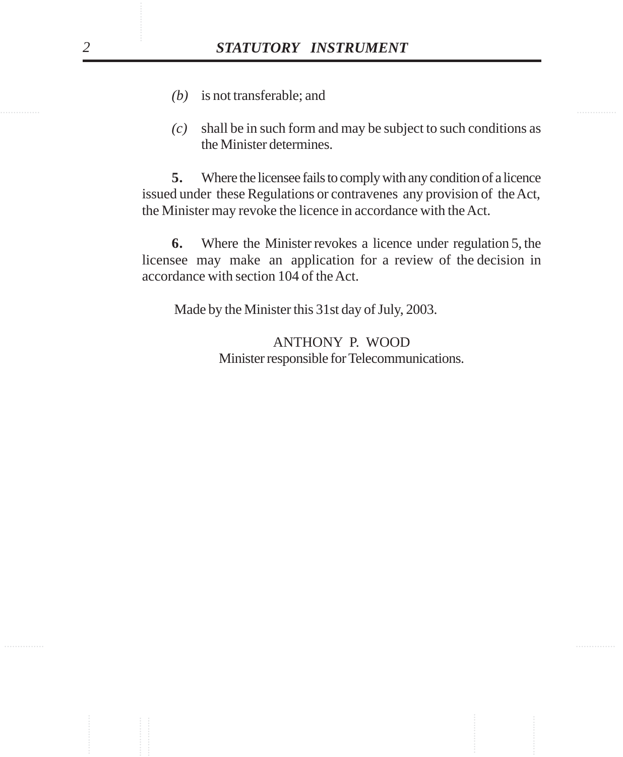(b) is not transferable; and

(c) shall be in such form and may be subject to such conditions as the Minister determines.

**5.** Where the licensee fails to comply with any condition of a licence issued under these Regulations or contravenes any provision of the Act, the Minister may revoke the licence in accordance with the Act.

**6.** Where the Minister revokes a licence under regulation 5, the licensee may make an application for a review of the decision in accordance with section 104 of the Act.

Made by the Minister this 31st day of July, 2003.

ANTHONY P. WOOD
Minister responsible for Telecommunications.